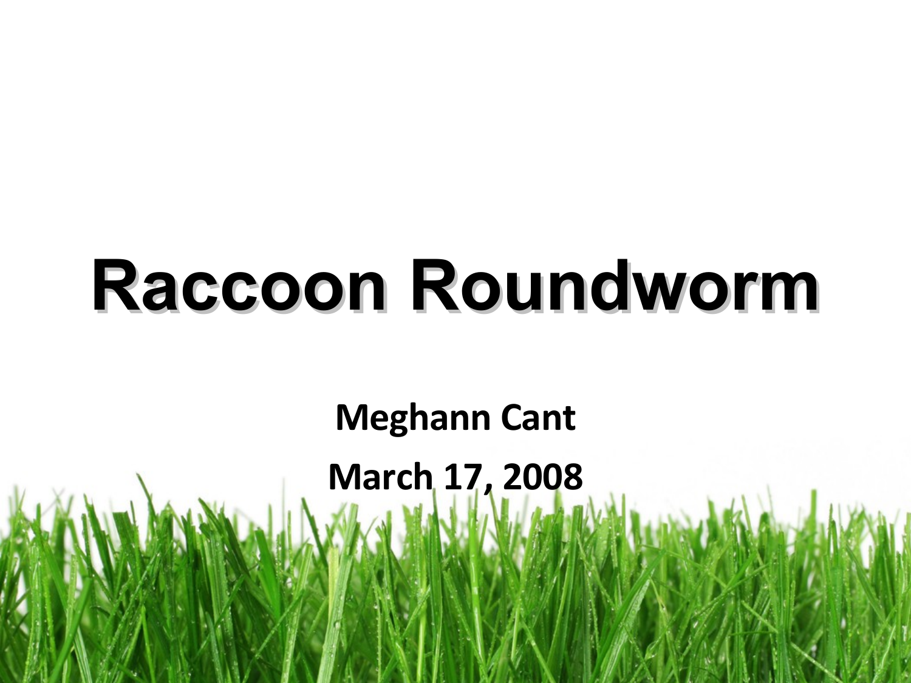# Raccoon Roundworm

**Meghann Cant**

**March 17, 2008**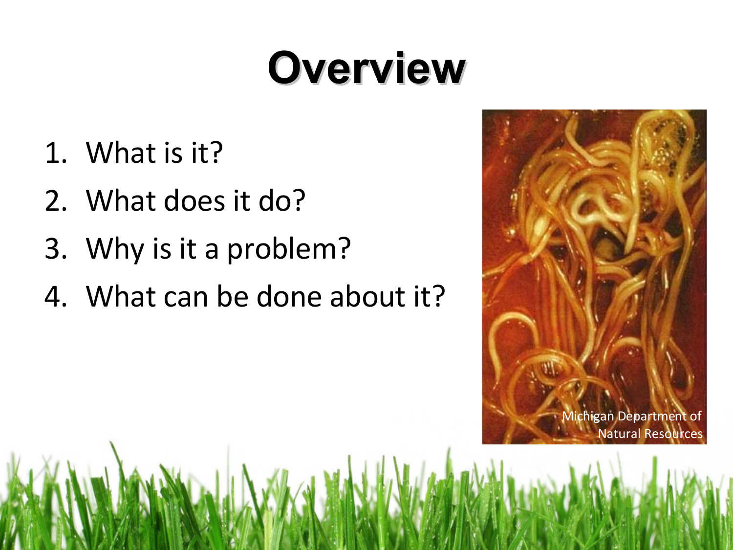# Overview

1. What is it?
2. What does it do?
3. Why is it a problem?
4. What can be done about it?

Michigan Department of Natural Resources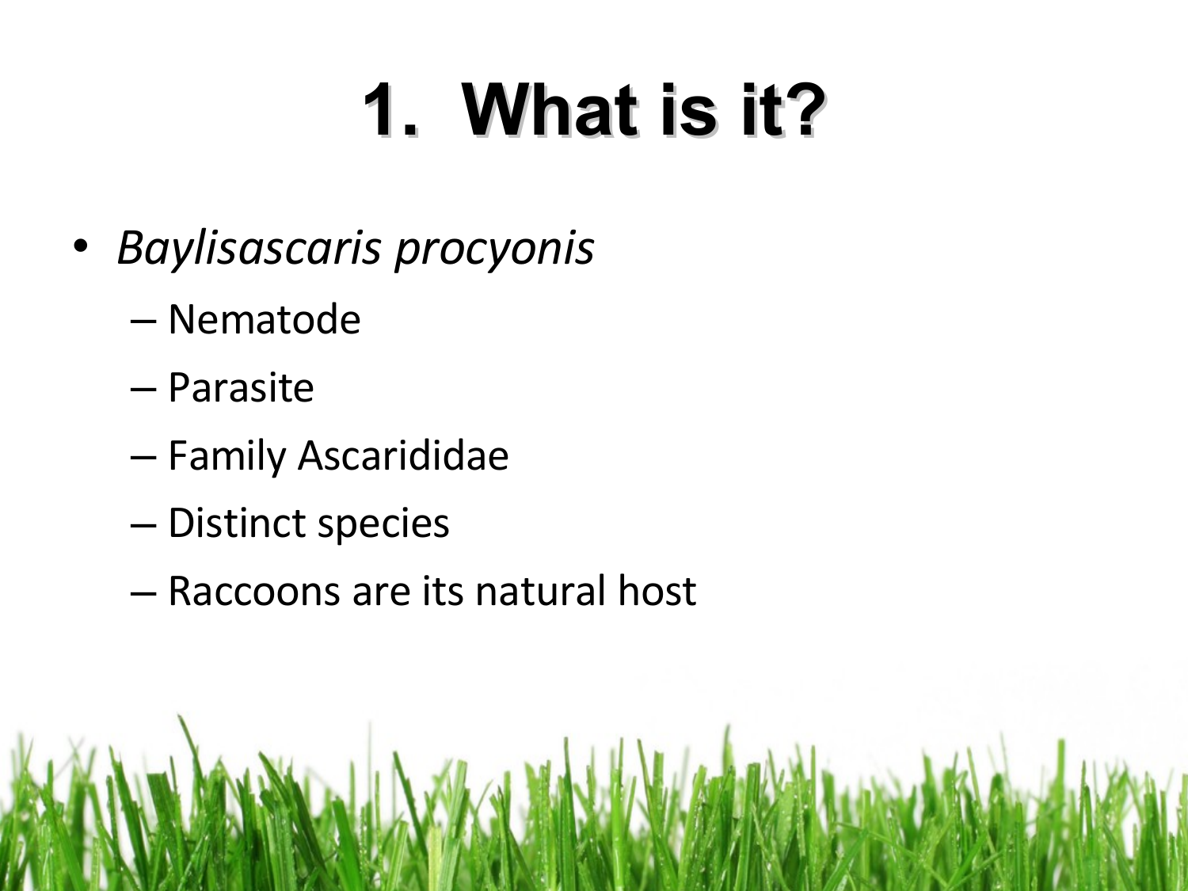# 1. What is it?

- *Baylisascaris procyonis*
  - Nematode
  - Parasite
  - Family Ascarididae
  - Distinct species
  - Raccoons are its natural host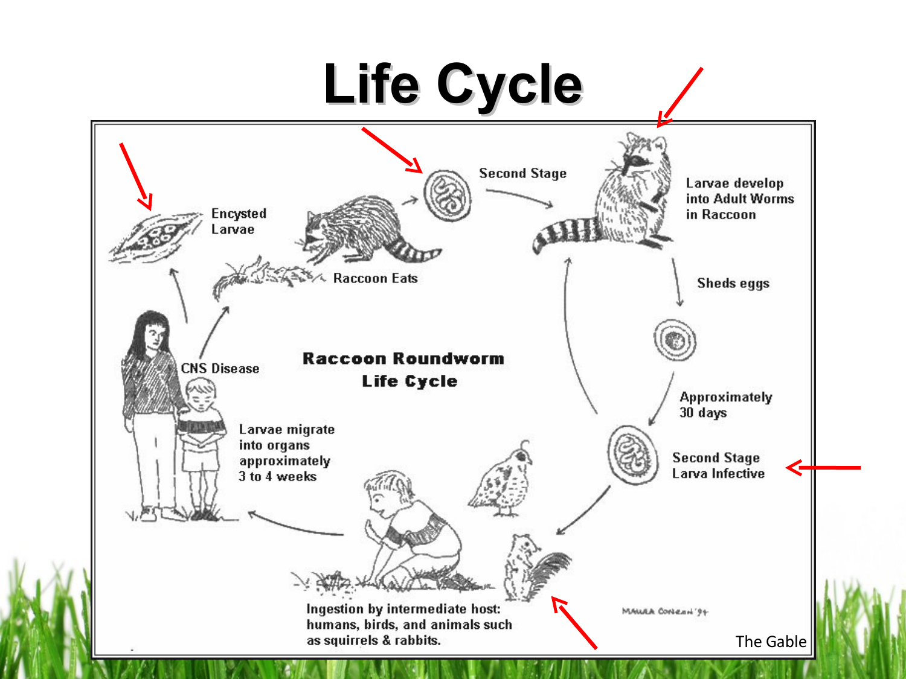# Life Cycle

Raccoon Roundworm Life Cycle

Second Stage

Larvae develop into Adult Worms in Raccoon

Sheds eggs

Approximately 30 days

Second Stage Larva Infective

Ingestion by intermediate host: humans, birds, and animals such as squirrels & rabbits.

Larvae migrate into organs approximately 3 to 4 weeks

CNS Disease

Encysted Larvae

Raccoon Eats

MAURA CONLON '94

The Gable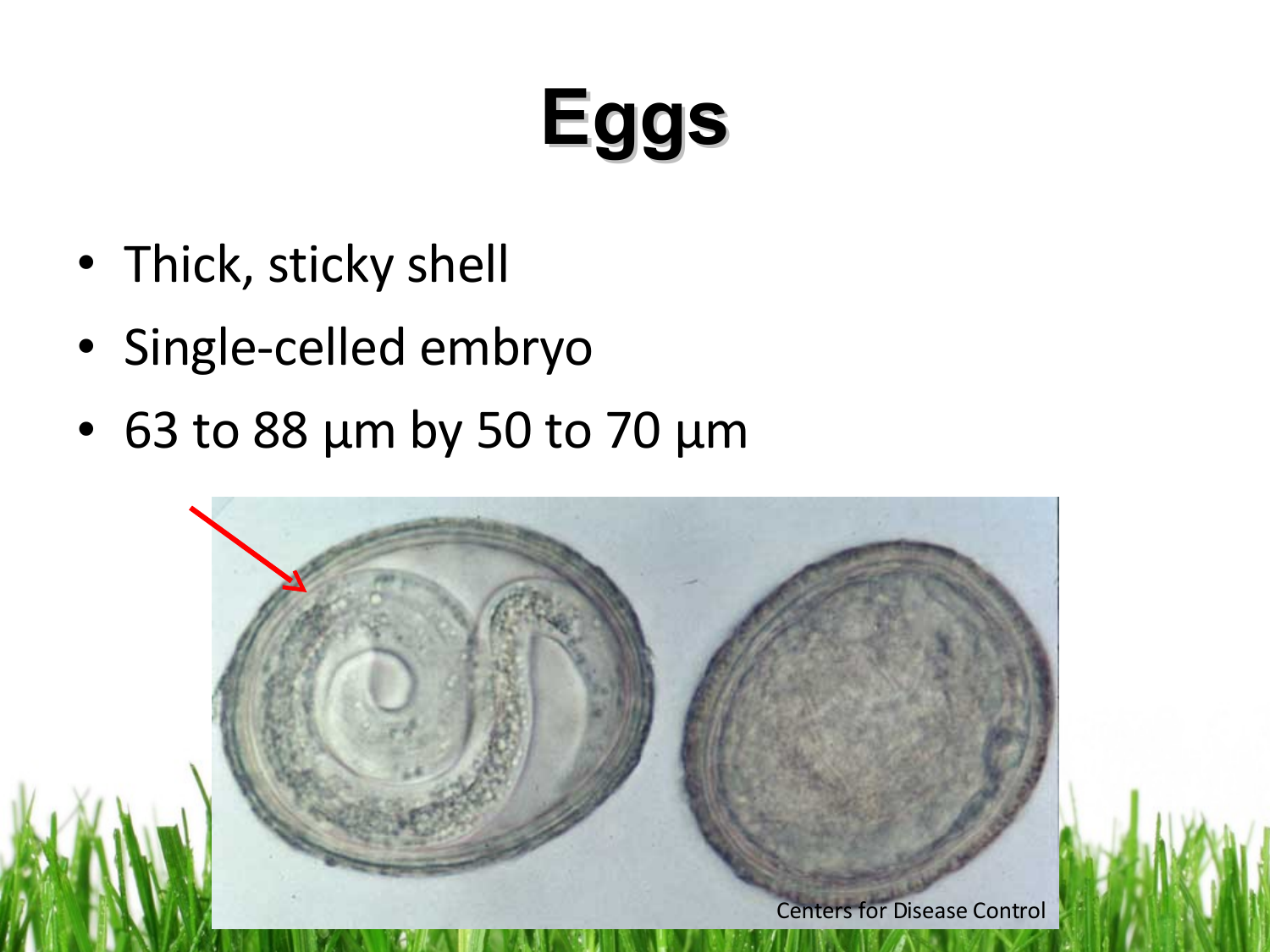# Eggs

- Thick, sticky shell
- Single-celled embryo
- 63 to 88 µm by 50 to 70 µm

Centers for Disease Control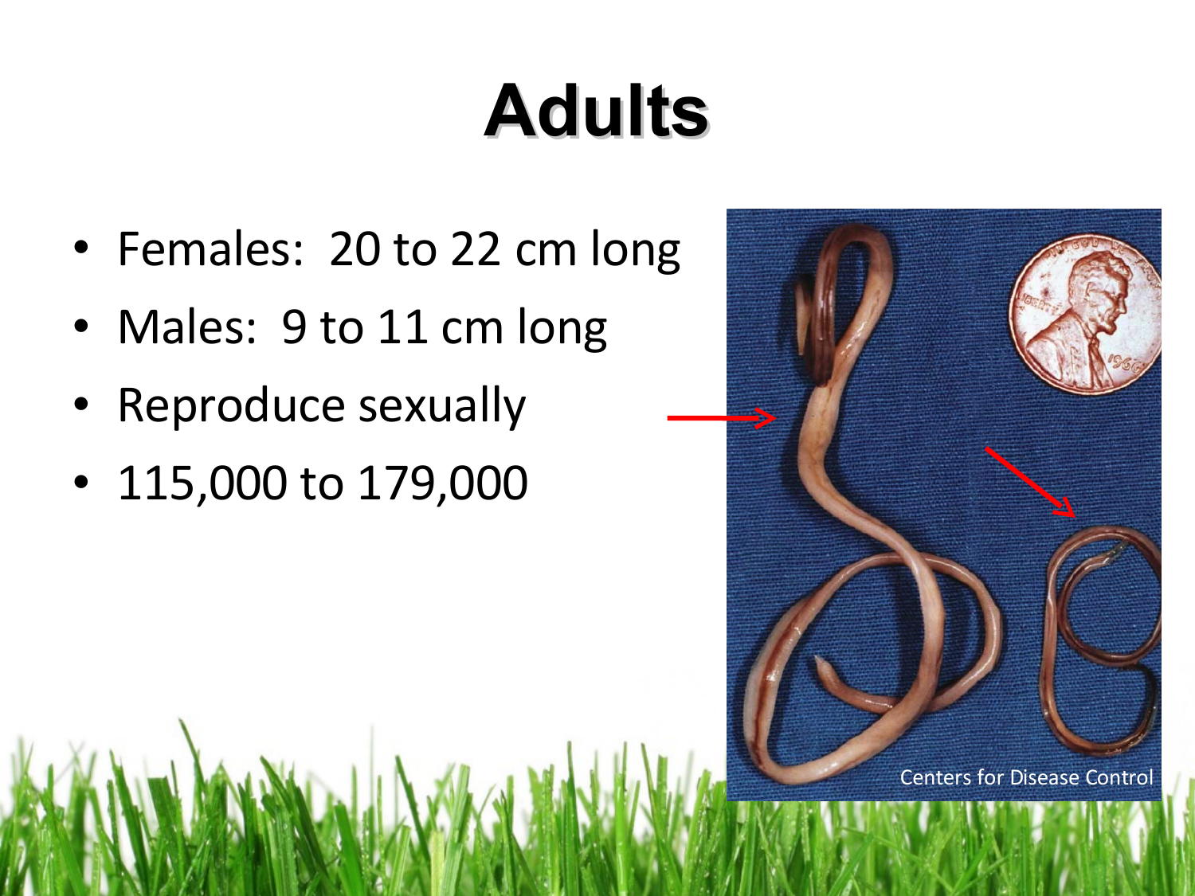# Adults

- Females: 20 to 22 cm long
- Males: 9 to 11 cm long
- Reproduce sexually
- 115,000 to 179,000

Centers for Disease Control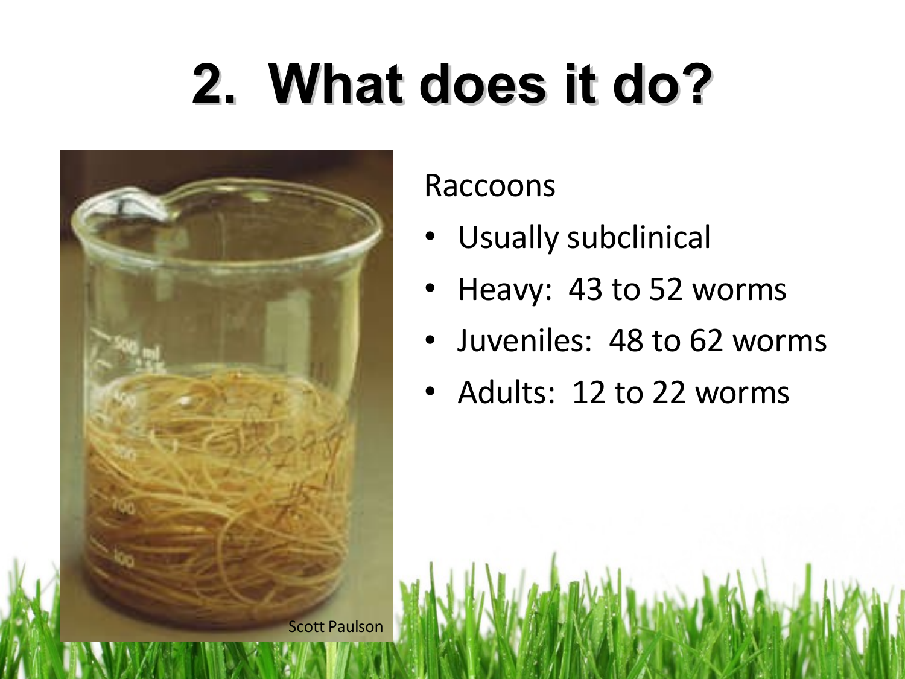# 2. What does it do?

Raccoons

- Usually subclinical
- Heavy: 43 to 52 worms
- Juveniles: 48 to 62 worms
- Adults: 12 to 22 worms

Scott Paulson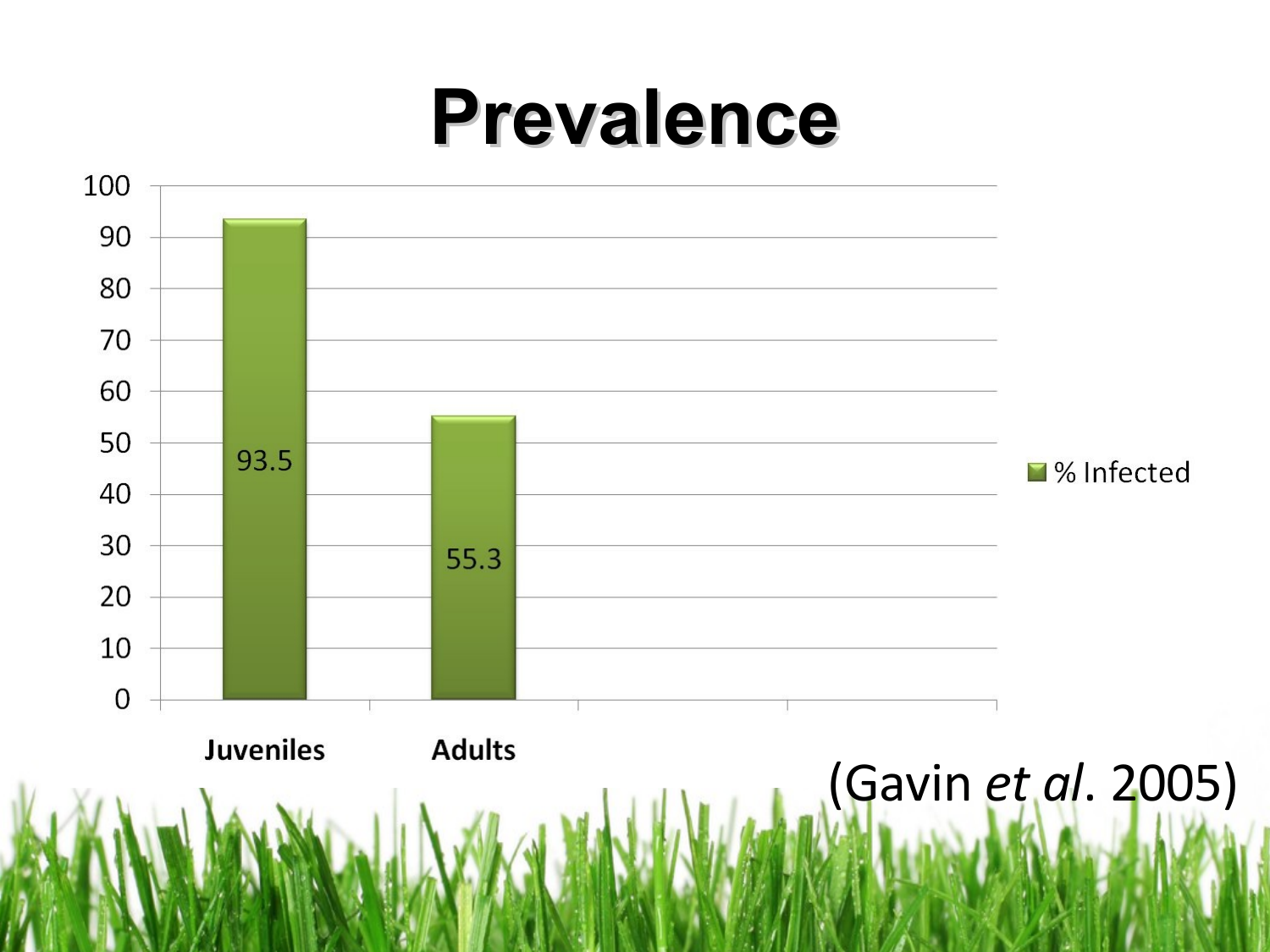# Prevalence

| | % Infected |
|---|---|
| Juveniles | 93.5 |
| Adults | 55.3 |

(Gavin *et al*. 2005)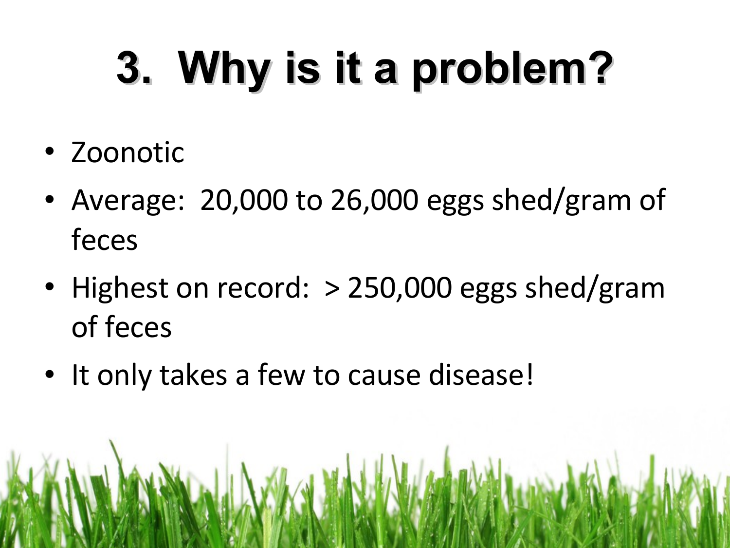# 3. Why is it a problem?

- Zoonotic
- Average: 20,000 to 26,000 eggs shed/gram of feces
- Highest on record: > 250,000 eggs shed/gram of feces
- It only takes a few to cause disease!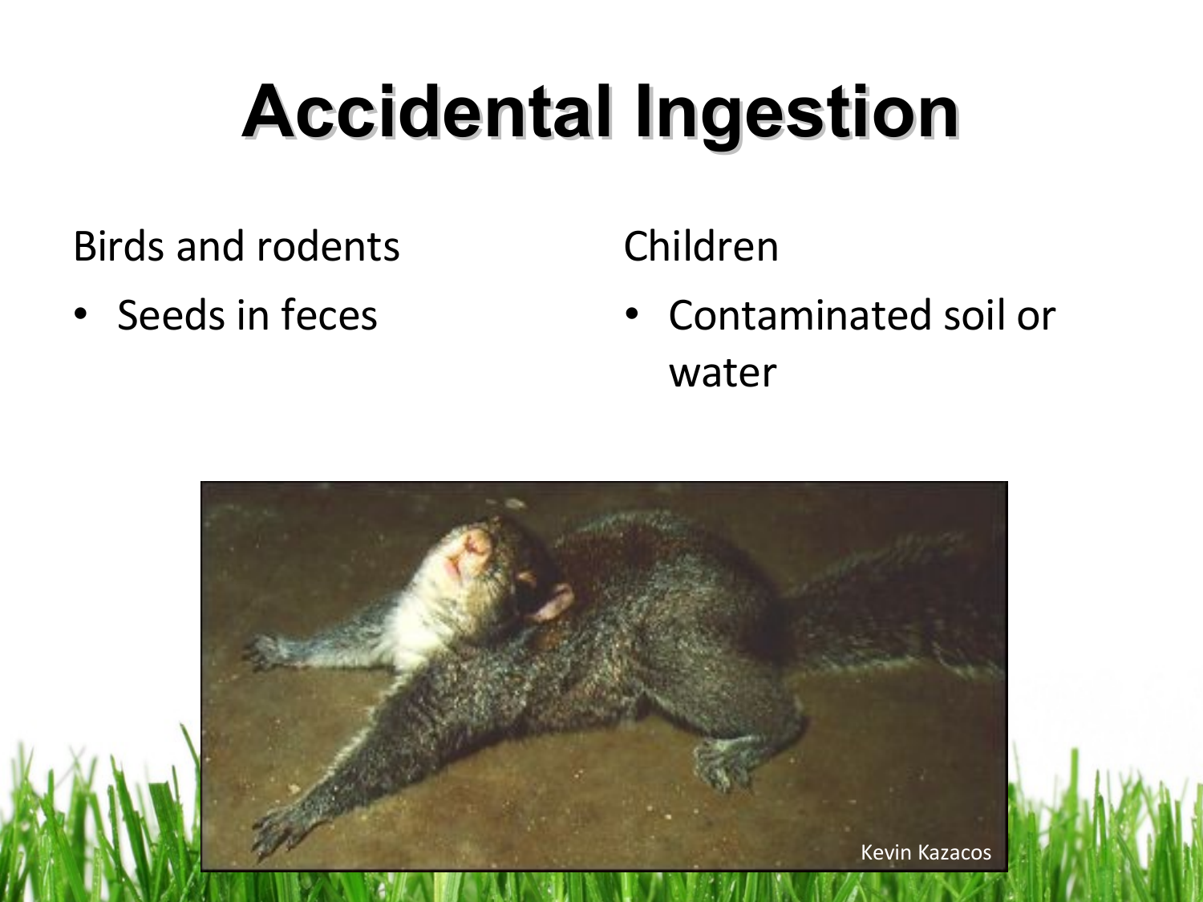# Accidental Ingestion

Birds and rodents

- Seeds in feces

Children

- Contaminated soil or water

Kevin Kazacos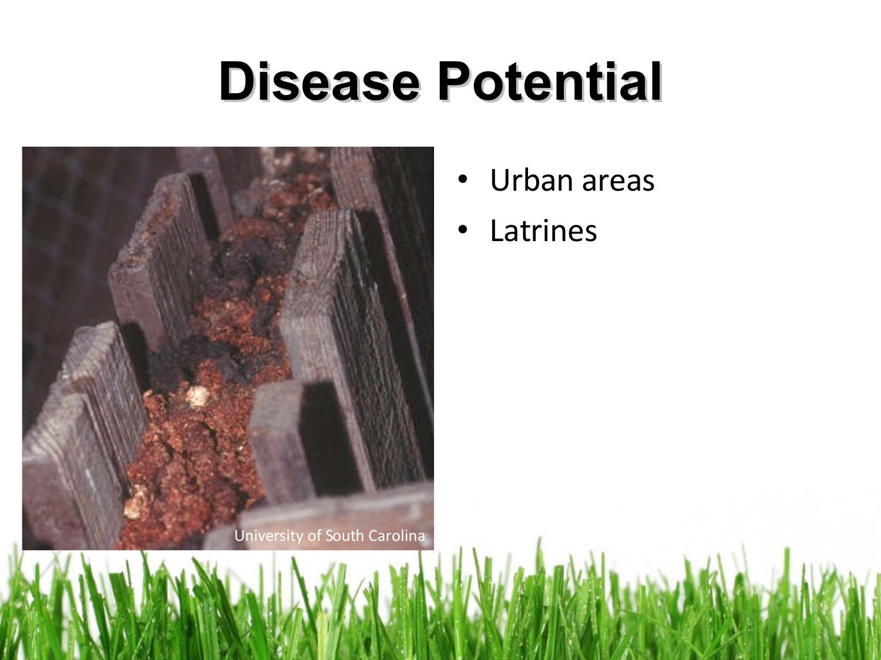# Disease Potential

- Urban areas
- Latrines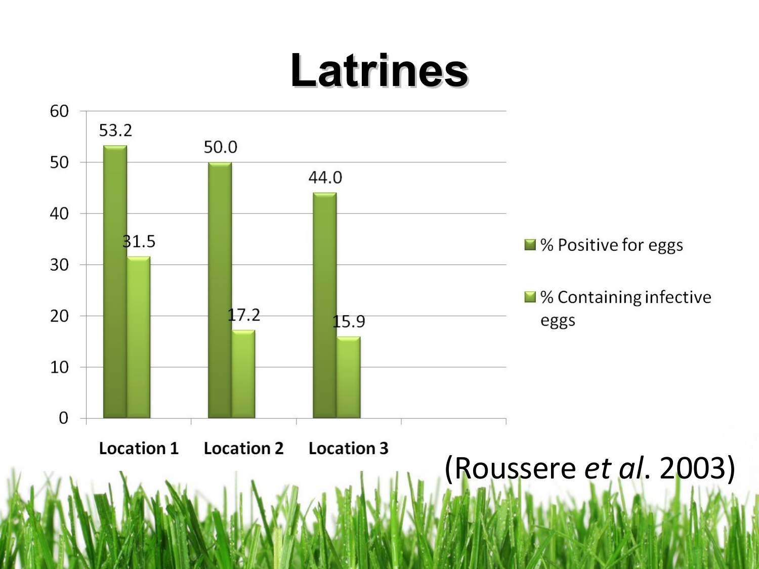# Latrines

| | % Positive for eggs | % Containing infective eggs |
|---|---|---|
| Location 1 | 53.2 | 31.5 |
| Location 2 | 50.0 | 17.2 |
| Location 3 | 44.0 | 15.9 |

(Roussere *et al*. 2003)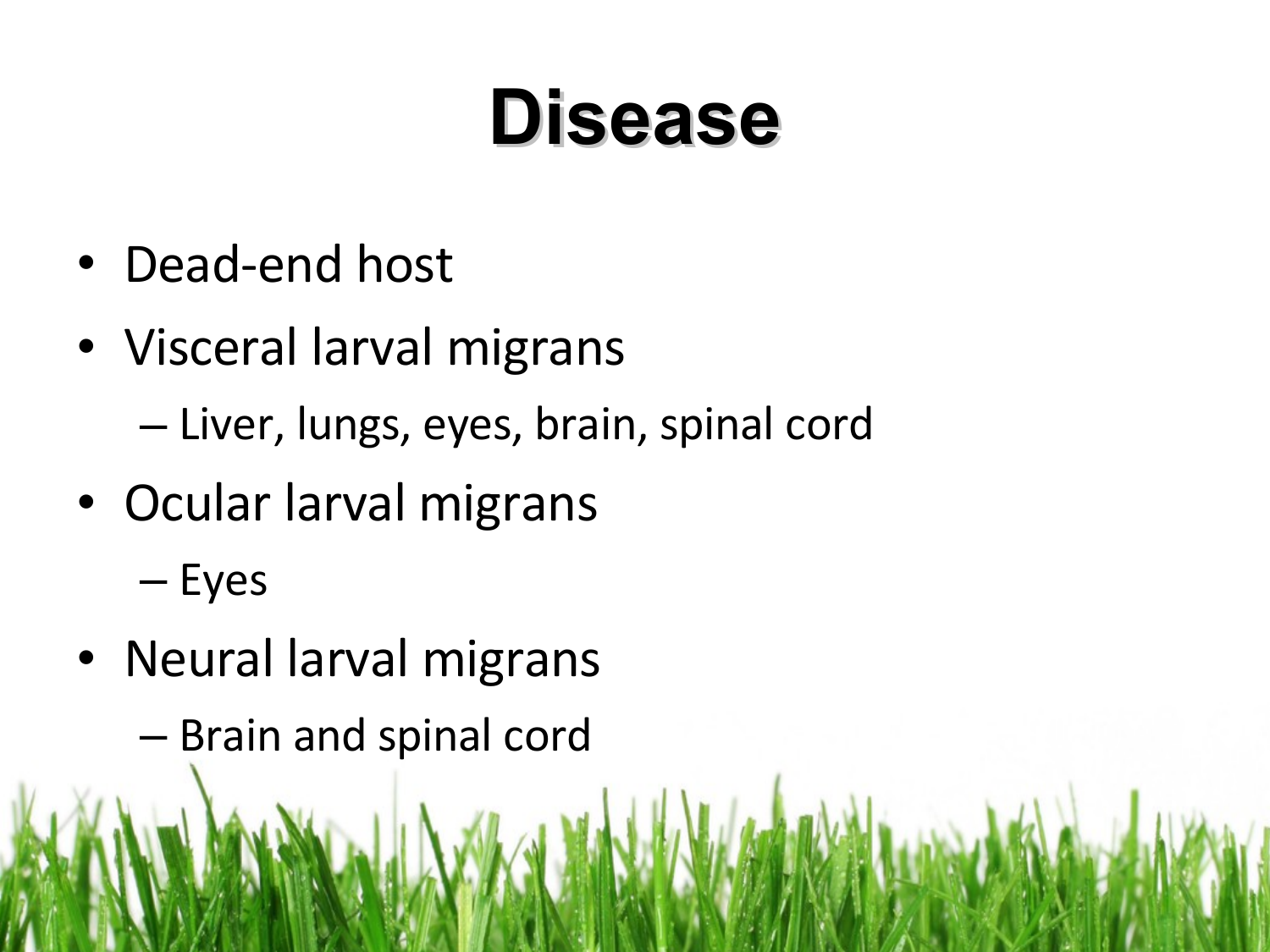# Disease

- Dead-end host
- Visceral larval migrans
  - Liver, lungs, eyes, brain, spinal cord
- Ocular larval migrans
  - Eyes
- Neural larval migrans
  - Brain and spinal cord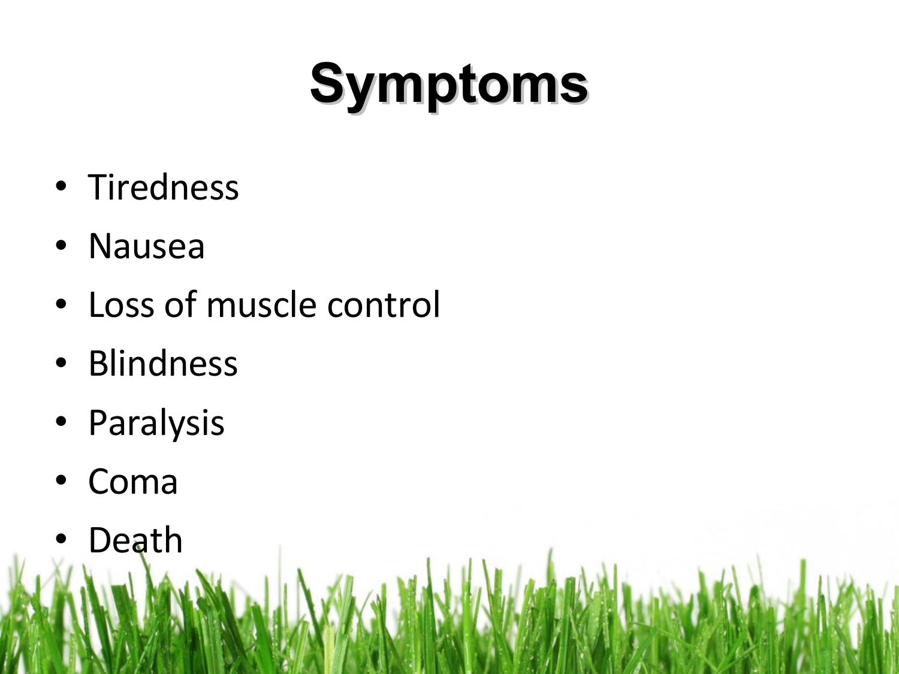# Symptoms

- Tiredness
- Nausea
- Loss of muscle control
- Blindness
- Paralysis
- Coma
- Death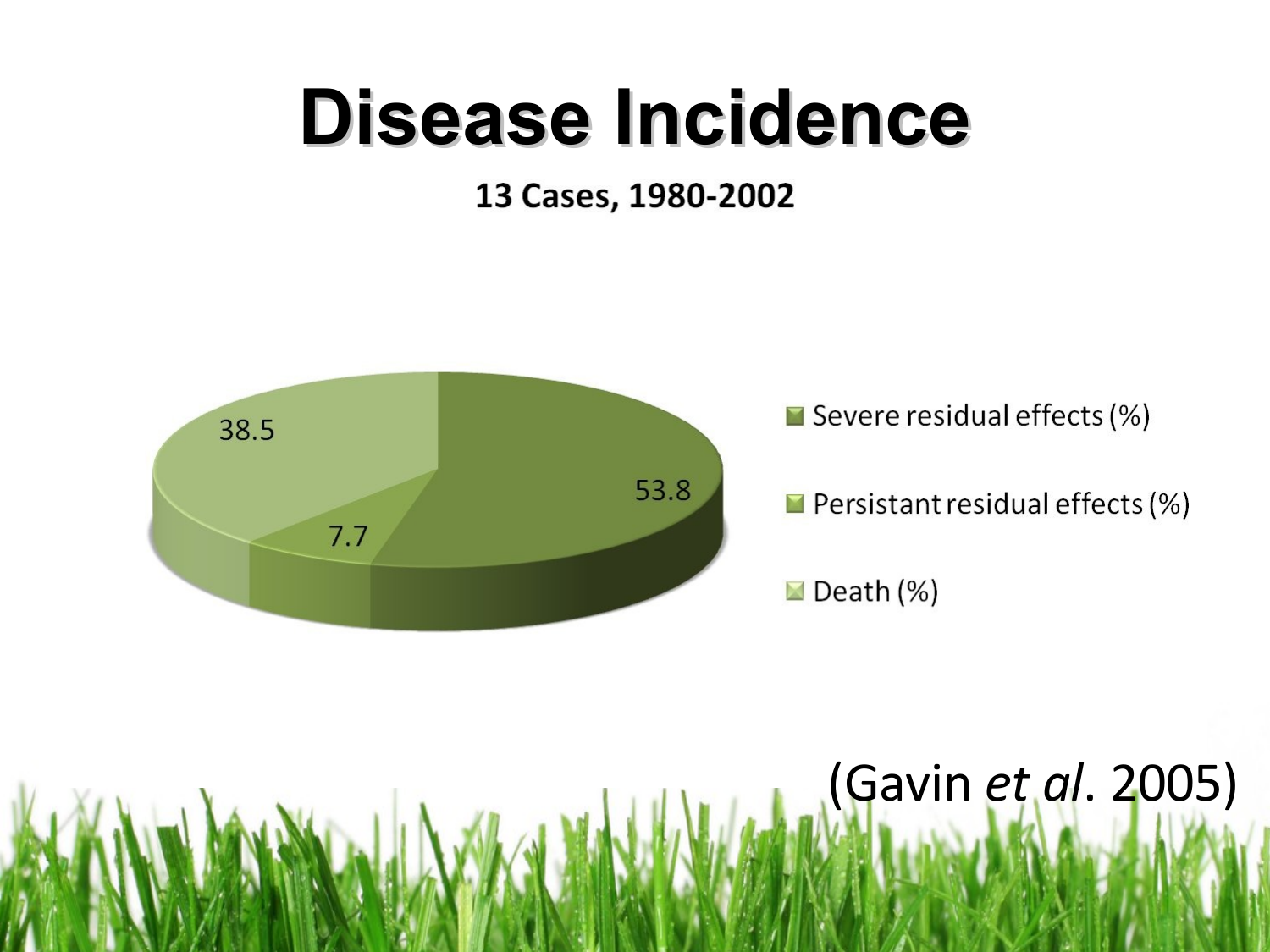# Disease Incidence

**13 Cases, 1980-2002**

| Outcome | % |
| --- | --- |
| Severe residual effects (%) | 53.8 |
| Persistant residual effects (%) | 7.7 |
| Death (%) | 38.5 |

(Gavin *et al*. 2005)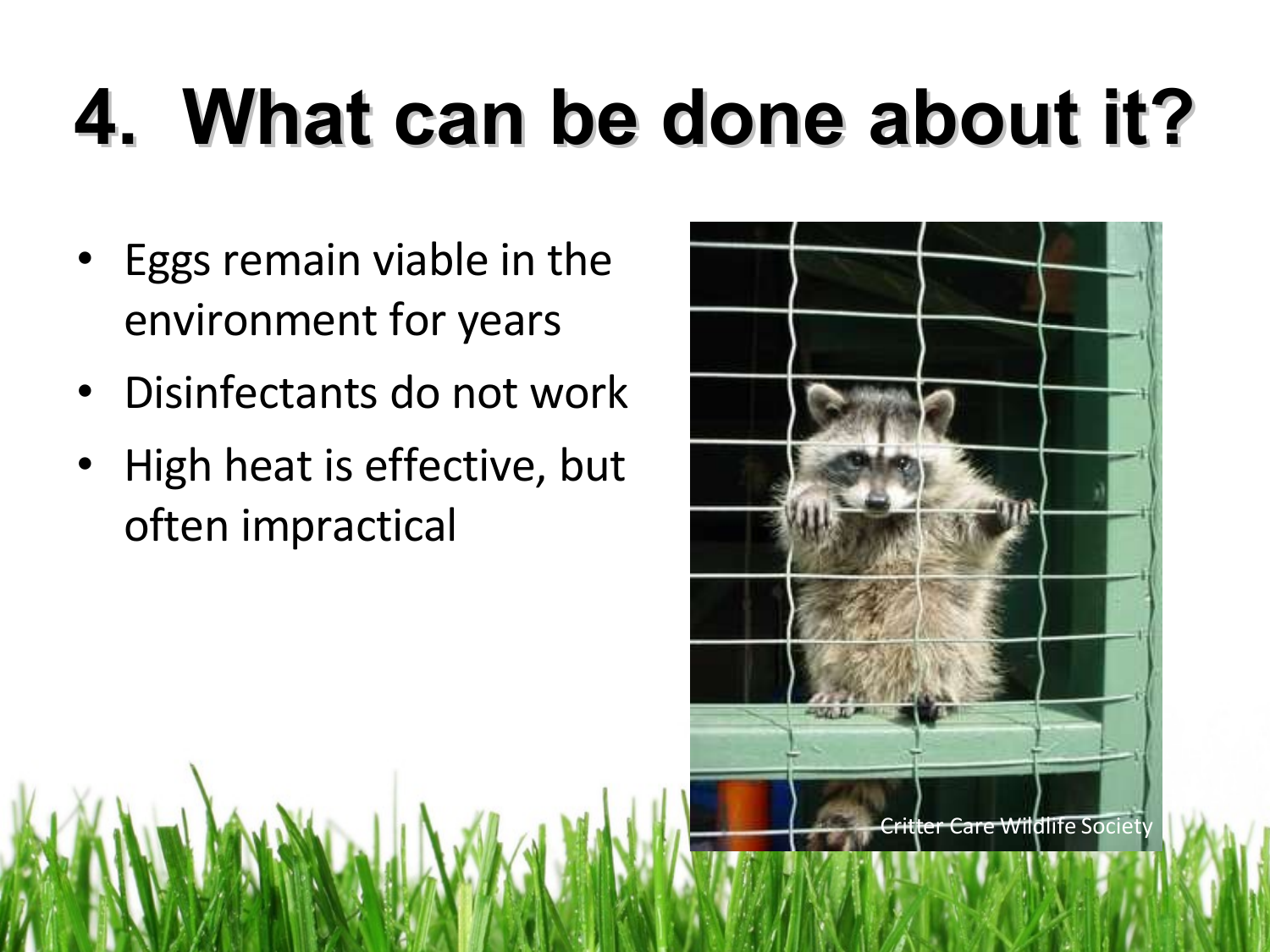# 4. What can be done about it?

- Eggs remain viable in the environment for years
- Disinfectants do not work
- High heat is effective, but often impractical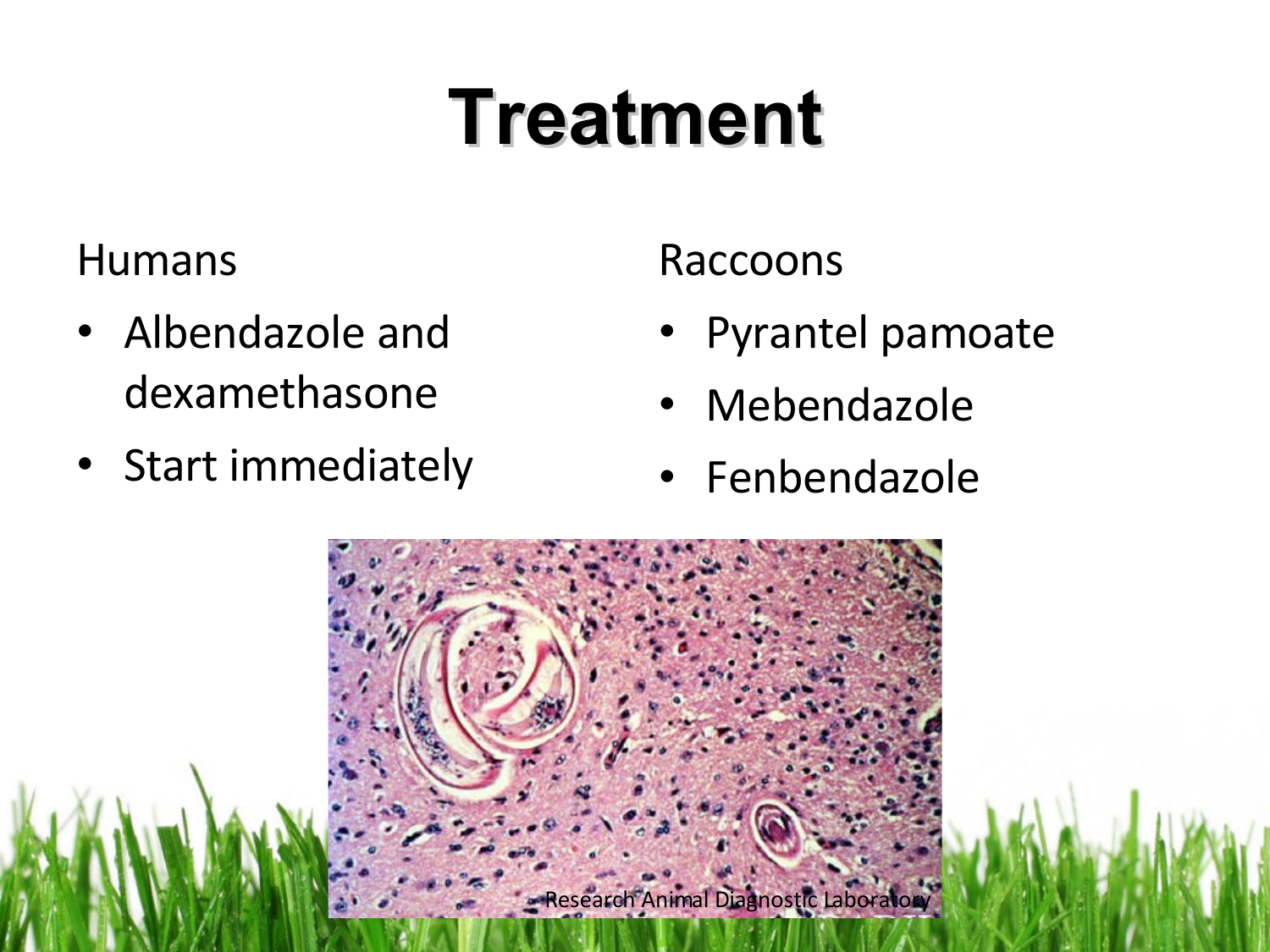# Treatment

Humans

- Albendazole and dexamethasone
- Start immediately

Raccoons

- Pyrantel pamoate
- Mebendazole
- Fenbendazole

Research Animal Diagnostic Laboratory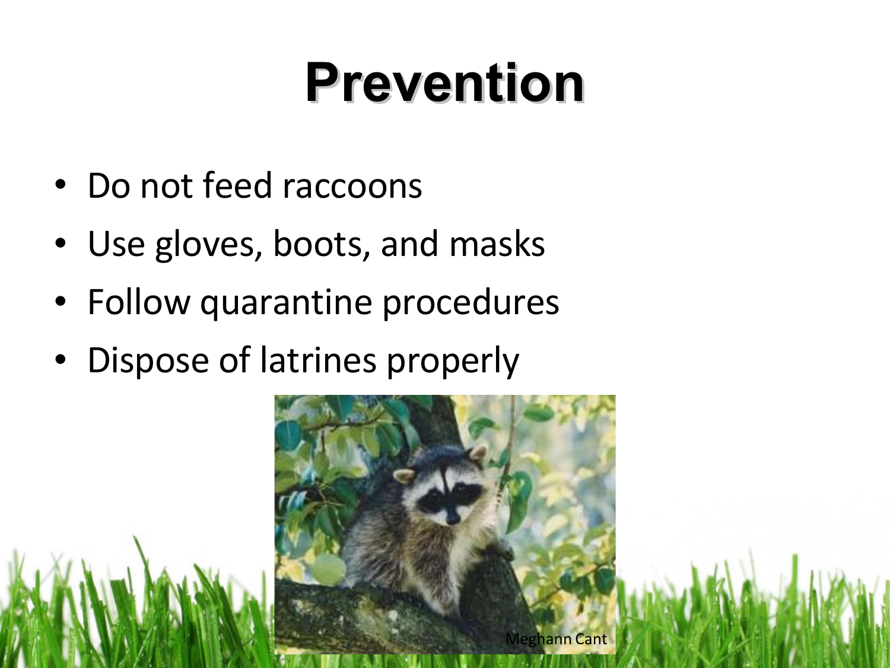# Prevention

- Do not feed raccoons
- Use gloves, boots, and masks
- Follow quarantine procedures
- Dispose of latrines properly

Meghann Cant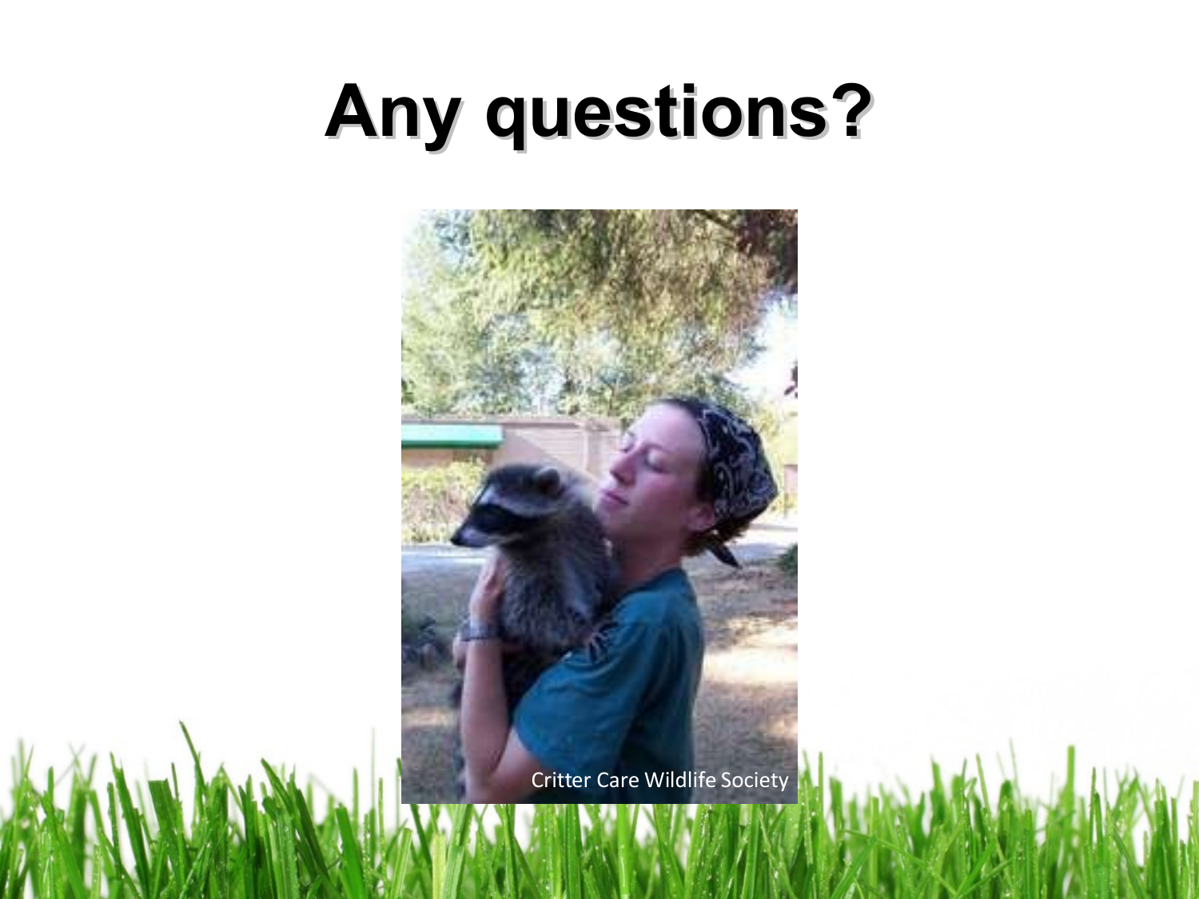# Any questions?

Critter Care Wildlife Society